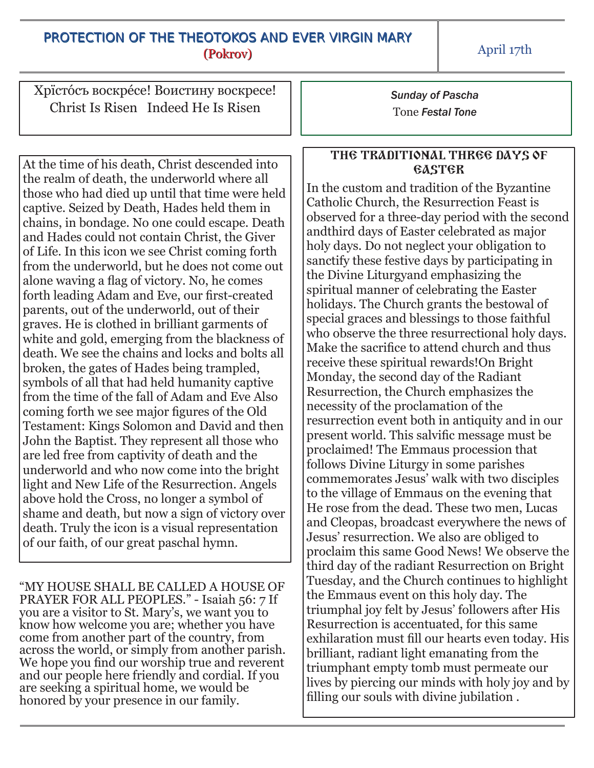# PROTECTION OF THE THEOTOKOS AND EVER VIRGIN MARY

**(Pokrov)**

April 17th

Хрїсто́съ воскре́се! Воистину воскресе!
Christ Is Risen   Indeed He Is Risen

*Sunday of Pascha*
Tone *Festal Tone*

At the time of his death, Christ descended into the realm of death, the underworld where all those who had died up until that time were held captive. Seized by Death, Hades held them in chains, in bondage. No one could escape. Death and Hades could not contain Christ, the Giver of Life. In this icon we see Christ coming forth from the underworld, but he does not come out alone waving a flag of victory. No, he comes forth leading Adam and Eve, our first-created parents, out of the underworld, out of their graves. He is clothed in brilliant garments of white and gold, emerging from the blackness of death. We see the chains and locks and bolts all broken, the gates of Hades being trampled, symbols of all that had held humanity captive from the time of the fall of Adam and Eve Also coming forth we see major figures of the Old Testament: Kings Solomon and David and then John the Baptist. They represent all those who are led free from captivity of death and the underworld and who now come into the bright light and New Life of the Resurrection. Angels above hold the Cross, no longer a symbol of shame and death, but now a sign of victory over death. Truly the icon is a visual representation of our faith, of our great paschal hymn.

"MY HOUSE SHALL BE CALLED A HOUSE OF PRAYER FOR ALL PEOPLES." - Isaiah 56: 7 If you are a visitor to St. Mary's, we want you to know how welcome you are; whether you have come from another part of the country, from across the world, or simply from another parish. We hope you find our worship true and reverent and our people here friendly and cordial. If you are seeking a spiritual home, we would be honored by your presence in our family.

## The Traditional Three Days of Easter

In the custom and tradition of the Byzantine Catholic Church, the Resurrection Feast is observed for a three-day period with the second andthird days of Easter celebrated as major holy days. Do not neglect your obligation to sanctify these festive days by participating in the Divine Liturgyand emphasizing the spiritual manner of celebrating the Easter holidays. The Church grants the bestowal of special graces and blessings to those faithful who observe the three resurrectional holy days. Make the sacrifice to attend church and thus receive these spiritual rewards!On Bright Monday, the second day of the Radiant Resurrection, the Church emphasizes the necessity of the proclamation of the resurrection event both in antiquity and in our present world. This salvific message must be proclaimed! The Emmaus procession that follows Divine Liturgy in some parishes commemorates Jesus' walk with two disciples to the village of Emmaus on the evening that He rose from the dead. These two men, Lucas and Cleopas, broadcast everywhere the news of Jesus' resurrection. We also are obliged to proclaim this same Good News! We observe the third day of the radiant Resurrection on Bright Tuesday, and the Church continues to highlight the Emmaus event on this holy day. The triumphal joy felt by Jesus' followers after His Resurrection is accentuated, for this same exhilaration must fill our hearts even today. His brilliant, radiant light emanating from the triumphant empty tomb must permeate our lives by piercing our minds with holy joy and by filling our souls with divine jubilation .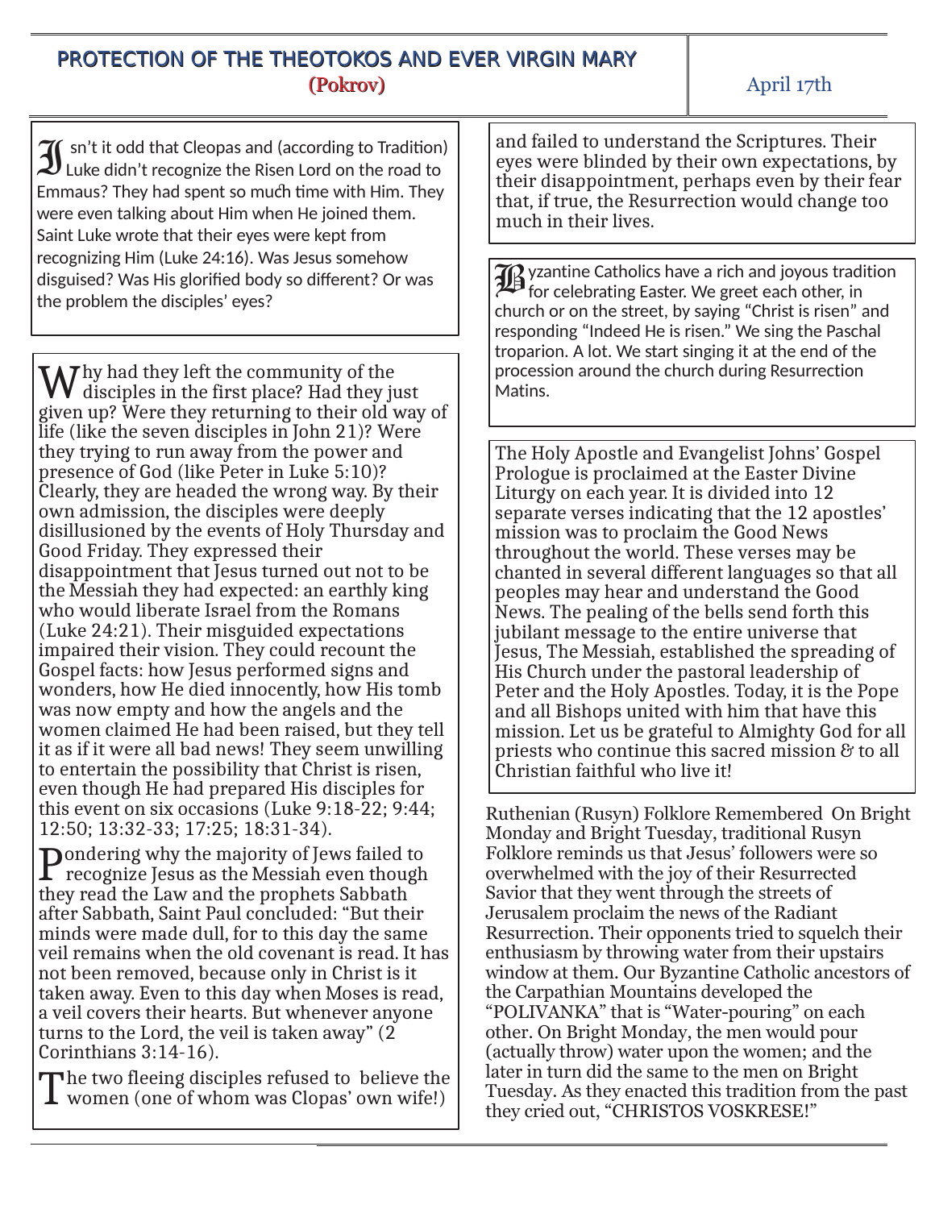# PROTECTION OF THE THEOTOKOS AND EVER VIRGIN MARY (Pokrov)

April 17th

Isn't it odd that Cleopas and (according to Tradition) Luke didn't recognize the Risen Lord on the road to Emmaus? They had spent so much time with Him. They were even talking about Him when He joined them. Saint Luke wrote that their eyes were kept from recognizing Him (Luke 24:16). Was Jesus somehow disguised? Was His glorified body so different? Or was the problem the disciples' eyes?

Why had they left the community of the disciples in the first place? Had they just given up? Were they returning to their old way of life (like the seven disciples in John 21)? Were they trying to run away from the power and presence of God (like Peter in Luke 5:10)? Clearly, they are headed the wrong way. By their own admission, the disciples were deeply disillusioned by the events of Holy Thursday and Good Friday. They expressed their disappointment that Jesus turned out not to be the Messiah they had expected: an earthly king who would liberate Israel from the Romans (Luke 24:21). Their misguided expectations impaired their vision. They could recount the Gospel facts: how Jesus performed signs and wonders, how He died innocently, how His tomb was now empty and how the angels and the women claimed He had been raised, but they tell it as if it were all bad news! They seem unwilling to entertain the possibility that Christ is risen, even though He had prepared His disciples for this event on six occasions (Luke 9:18-22; 9:44; 12:50; 13:32-33; 17:25; 18:31-34).

Pondering why the majority of Jews failed to recognize Jesus as the Messiah even though they read the Law and the prophets Sabbath after Sabbath, Saint Paul concluded: "But their minds were made dull, for to this day the same veil remains when the old covenant is read. It has not been removed, because only in Christ is it taken away. Even to this day when Moses is read, a veil covers their hearts. But whenever anyone turns to the Lord, the veil is taken away" (2 Corinthians 3:14-16).

The two fleeing disciples refused to believe the women (one of whom was Clopas' own wife!) and failed to understand the Scriptures. Their eyes were blinded by their own expectations, by their disappointment, perhaps even by their fear that, if true, the Resurrection would change too much in their lives.

Byzantine Catholics have a rich and joyous tradition for celebrating Easter. We greet each other, in church or on the street, by saying "Christ is risen" and responding "Indeed He is risen." We sing the Paschal troparion. A lot. We start singing it at the end of the procession around the church during Resurrection Matins.

The Holy Apostle and Evangelist Johns' Gospel Prologue is proclaimed at the Easter Divine Liturgy on each year. It is divided into 12 separate verses indicating that the 12 apostles' mission was to proclaim the Good News throughout the world. These verses may be chanted in several different languages so that all peoples may hear and understand the Good News. The pealing of the bells send forth this jubilant message to the entire universe that Jesus, The Messiah, established the spreading of His Church under the pastoral leadership of Peter and the Holy Apostles. Today, it is the Pope and all Bishops united with him that have this mission. Let us be grateful to Almighty God for all priests who continue this sacred mission & to all Christian faithful who live it!

Ruthenian (Rusyn) Folklore Remembered On Bright Monday and Bright Tuesday, traditional Rusyn Folklore reminds us that Jesus' followers were so overwhelmed with the joy of their Resurrected Savior that they went through the streets of Jerusalem proclaim the news of the Radiant Resurrection. Their opponents tried to squelch their enthusiasm by throwing water from their upstairs window at them. Our Byzantine Catholic ancestors of the Carpathian Mountains developed the "POLIVANKA" that is "Water-pouring" on each other. On Bright Monday, the men would pour (actually throw) water upon the women; and the later in turn did the same to the men on Bright Tuesday. As they enacted this tradition from the past they cried out, "CHRISTOS VOSKRESE!"